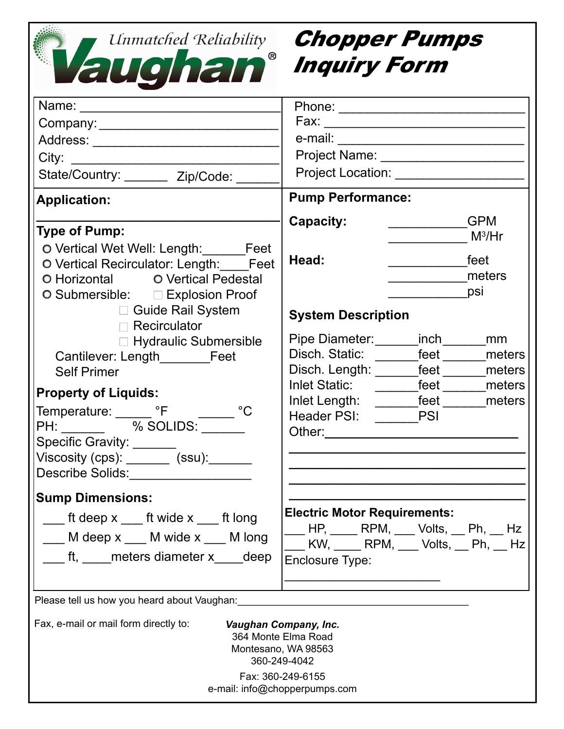Unmatched Reliability

Vaughan®

# Chopper Pumps Inquiry Form

Name: ____________________________

Company: __________________________

Address: __________________________

City: _____________________________

State/Country: ______ Zip/Code: ______

Phone: ____________________________

Fax: ______________________________

e-mail: ____________________________

Project Name: ______________________

Project Location: ____________________

**Application:**

______________________________

**Type of Pump:**

- ○ Vertical Wet Well: Length:______Feet
- ○ Vertical Recirculator: Length:____Feet
- ○ Horizontal ○ Vertical Pedestal
- ○ Submersible: ☐ Explosion Proof
  - ☐ Guide Rail System
  - ☐ Recirculator
  - ☐ Hydraulic Submersible

Cantilever: Length_______Feet

Self Primer

**Property of Liquids:**

Temperature: _____ °F _____ °C

PH: ______ % SOLIDS: ______

Specific Gravity: ______

Viscosity (cps): ______ (ssu):______

Describe Solids:_________________

**Sump Dimensions:**

___ ft deep x ___ ft wide x ___ ft long

___ M deep x ___ M wide x ___ M long

___ ft, ____meters diameter x____deep

**Pump Performance:**

**Capacity:** __________GPM

__________ M³/Hr

**Head:** __________feet

__________meters

__________psi

**System Description**

Pipe Diameter:______inch______mm

Disch. Static: ______feet ______meters

Disch. Length: ______feet ______meters

Inlet Static: ______feet ______meters

Inlet Length: ______feet ______meters

Header PSI: ______PSI

Other:____________________________

__________________________________

__________________________________

__________________________________

__________________________________

**Electric Motor Requirements:**

___ HP, ____ RPM, ___ Volts, __ Ph, __ Hz

___ KW, ____ RPM, ___ Volts, __ Ph, __ Hz

Enclosure Type:

______________________

Please tell us how you heard about Vaughan:________________________________________

Fax, e-mail or mail form directly to:

***Vaughan Company, Inc.***
364 Monte Elma Road
Montesano, WA 98563
360-249-4042

Fax: 360-249-6155
e-mail: info@chopperpumps.com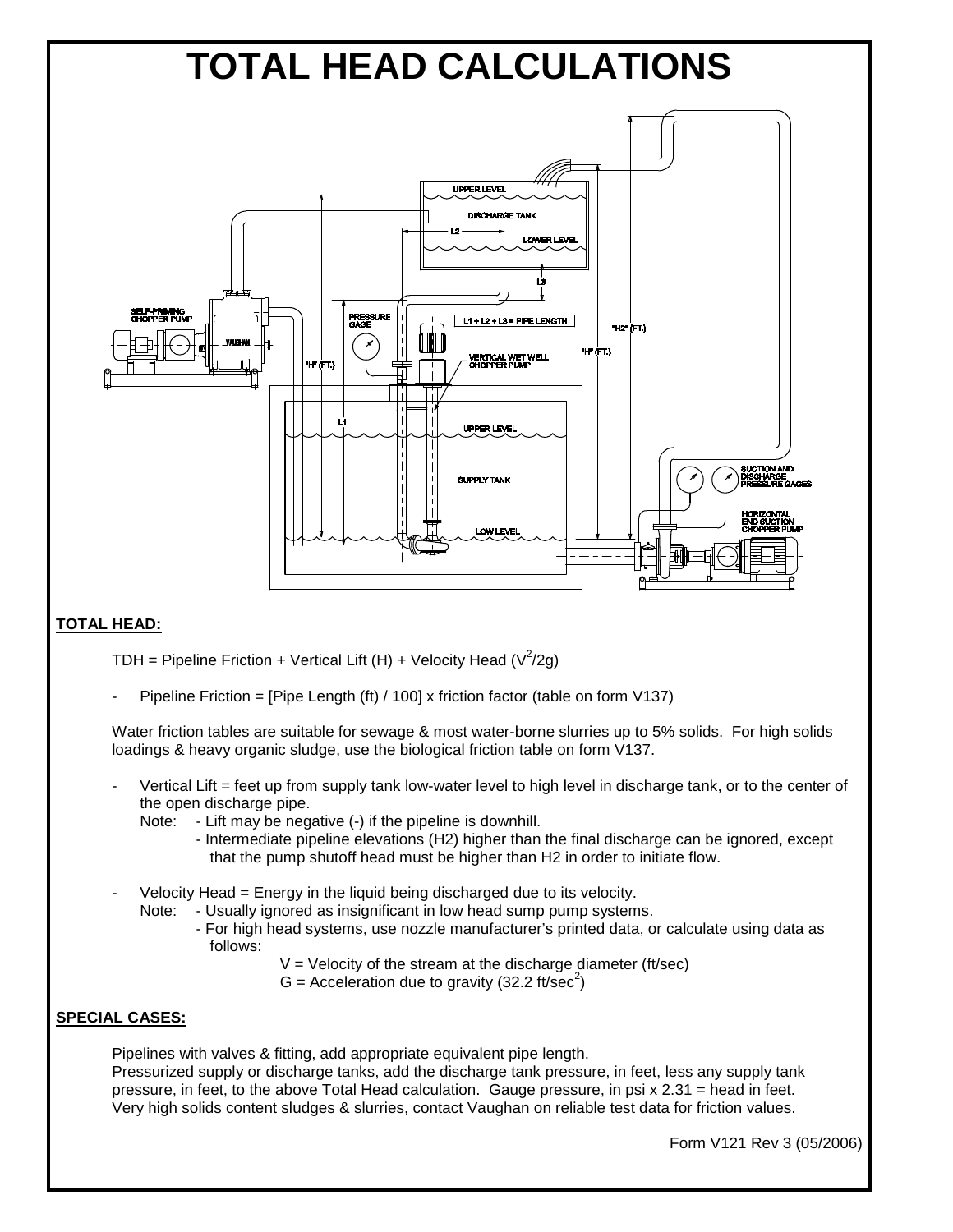# TOTAL HEAD CALCULATIONS

UPPER LEVEL

DISCHARGE TANK

L2

LOWER LEVEL

L3

SELF-PRIMING CHOPPER PUMP

PRESSURE GAGE

L1 + L2 + L3 = PIPE LENGTH

"H2" (FT.)

"H" (FT.)

"H" (FT.)

VERTICAL WET WELL CHOPPER PUMP

L1

UPPER LEVEL

SUPPLY TANK

LOW LEVEL

SUCTION AND DISCHARGE PRESSURE GAGES

HORIZONTAL END SUCTION CHOPPER PUMP

**TOTAL HEAD:**

TDH = Pipeline Friction + Vertical Lift (H) + Velocity Head ($V^2/2g$)

- Pipeline Friction = [Pipe Length (ft) / 100] x friction factor (table on form V137)

Water friction tables are suitable for sewage & most water-borne slurries up to 5% solids. For high solids loadings & heavy organic sludge, use the biological friction table on form V137.

- Vertical Lift = feet up from supply tank low-water level to high level in discharge tank, or to the center of the open discharge pipe.
  Note: - Lift may be negative (-) if the pipeline is downhill.
  - Intermediate pipeline elevations (H2) higher than the final discharge can be ignored, except that the pump shutoff head must be higher than H2 in order to initiate flow.

- Velocity Head = Energy in the liquid being discharged due to its velocity.
  Note: - Usually ignored as insignificant in low head sump pump systems.
  - For high head systems, use nozzle manufacturer's printed data, or calculate using data as follows:

    V = Velocity of the stream at the discharge diameter (ft/sec)

    G = Acceleration due to gravity (32.2 ft/sec$^2$)

**SPECIAL CASES:**

Pipelines with valves & fitting, add appropriate equivalent pipe length.
Pressurized supply or discharge tanks, add the discharge tank pressure, in feet, less any supply tank pressure, in feet, to the above Total Head calculation. Gauge pressure, in psi x 2.31 = head in feet.
Very high solids content sludges & slurries, contact Vaughan on reliable test data for friction values.

Form V121 Rev 3 (05/2006)